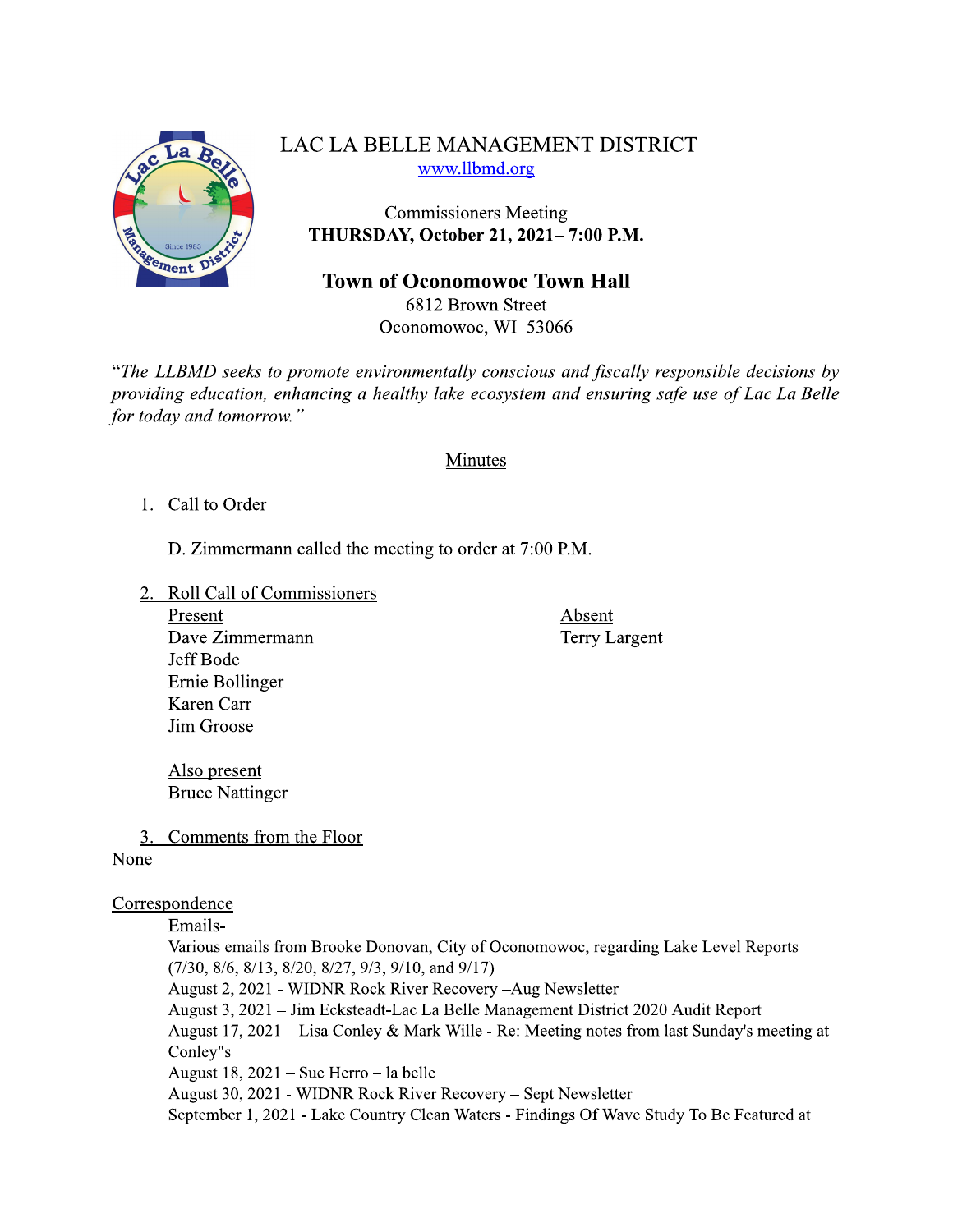# LAC LA BELLE MANAGEMENT DISTRICT

www.llbmd.org

Commissioners Meeting
**THURSDAY, October 21, 2021– 7:00 P.M.**

**Town of Oconomowoc Town Hall**
6812 Brown Street
Oconomowoc, WI 53066

*"The LLBMD seeks to promote environmentally conscious and fiscally responsible decisions by providing education, enhancing a healthy lake ecosystem and ensuring safe use of Lac La Belle for today and tomorrow."*

## Minutes

1. Call to Order

   D. Zimmermann called the meeting to order at 7:00 P.M.

2. Roll Call of Commissioners

| Present | Absent |
|---|---|
| Dave Zimmermann | Terry Largent |
| Jeff Bode | |
| Ernie Bollinger | |
| Karen Carr | |
| Jim Groose | |

   Also present
   Bruce Nattinger

3. Comments from the Floor

None

Correspondence

Emails-
Various emails from Brooke Donovan, City of Oconomowoc, regarding Lake Level Reports (7/30, 8/6, 8/13, 8/20, 8/27, 9/3, 9/10, and 9/17)
August 2, 2021 - WIDNR Rock River Recovery –Aug Newsletter
August 3, 2021 – Jim Ecksteadt-Lac La Belle Management District 2020 Audit Report
August 17, 2021 – Lisa Conley & Mark Wille - Re: Meeting notes from last Sunday's meeting at Conley"s
August 18, 2021 – Sue Herro – la belle
August 30, 2021 - WIDNR Rock River Recovery – Sept Newsletter
September 1, 2021 - Lake Country Clean Waters - Findings Of Wave Study To Be Featured at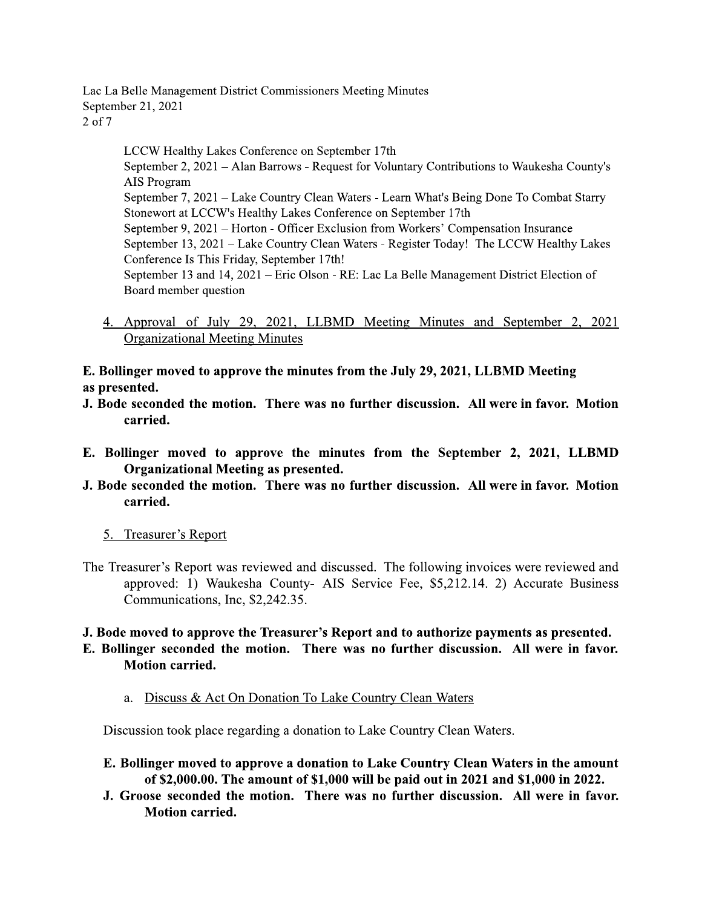LCCW Healthy Lakes Conference on September 17th

September 2, 2021 – Alan Barrows - Request for Voluntary Contributions to Waukesha County's AIS Program

September 7, 2021 – Lake Country Clean Waters - Learn What's Being Done To Combat Starry Stonewort at LCCW's Healthy Lakes Conference on September 17th

September 9, 2021 – Horton - Officer Exclusion from Workers' Compensation Insurance

September 13, 2021 – Lake Country Clean Waters - Register Today! The LCCW Healthy Lakes Conference Is This Friday, September 17th!

September 13 and 14, 2021 – Eric Olson - RE: Lac La Belle Management District Election of Board member question

4. Approval of July 29, 2021, LLBMD Meeting Minutes and September 2, 2021 Organizational Meeting Minutes

**E. Bollinger moved to approve the minutes from the July 29, 2021, LLBMD Meeting as presented.**

**J. Bode seconded the motion. There was no further discussion. All were in favor. Motion carried.**

**E. Bollinger moved to approve the minutes from the September 2, 2021, LLBMD Organizational Meeting as presented.**

**J. Bode seconded the motion. There was no further discussion. All were in favor. Motion carried.**

5. Treasurer's Report

The Treasurer's Report was reviewed and discussed. The following invoices were reviewed and approved: 1) Waukesha County- AIS Service Fee, $5,212.14. 2) Accurate Business Communications, Inc, $2,242.35.

**J. Bode moved to approve the Treasurer's Report and to authorize payments as presented.**

**E. Bollinger seconded the motion. There was no further discussion. All were in favor. Motion carried.**

a. Discuss & Act On Donation To Lake Country Clean Waters

Discussion took place regarding a donation to Lake Country Clean Waters.

**E. Bollinger moved to approve a donation to Lake Country Clean Waters in the amount of $2,000.00. The amount of $1,000 will be paid out in 2021 and $1,000 in 2022.**

**J. Groose seconded the motion. There was no further discussion. All were in favor. Motion carried.**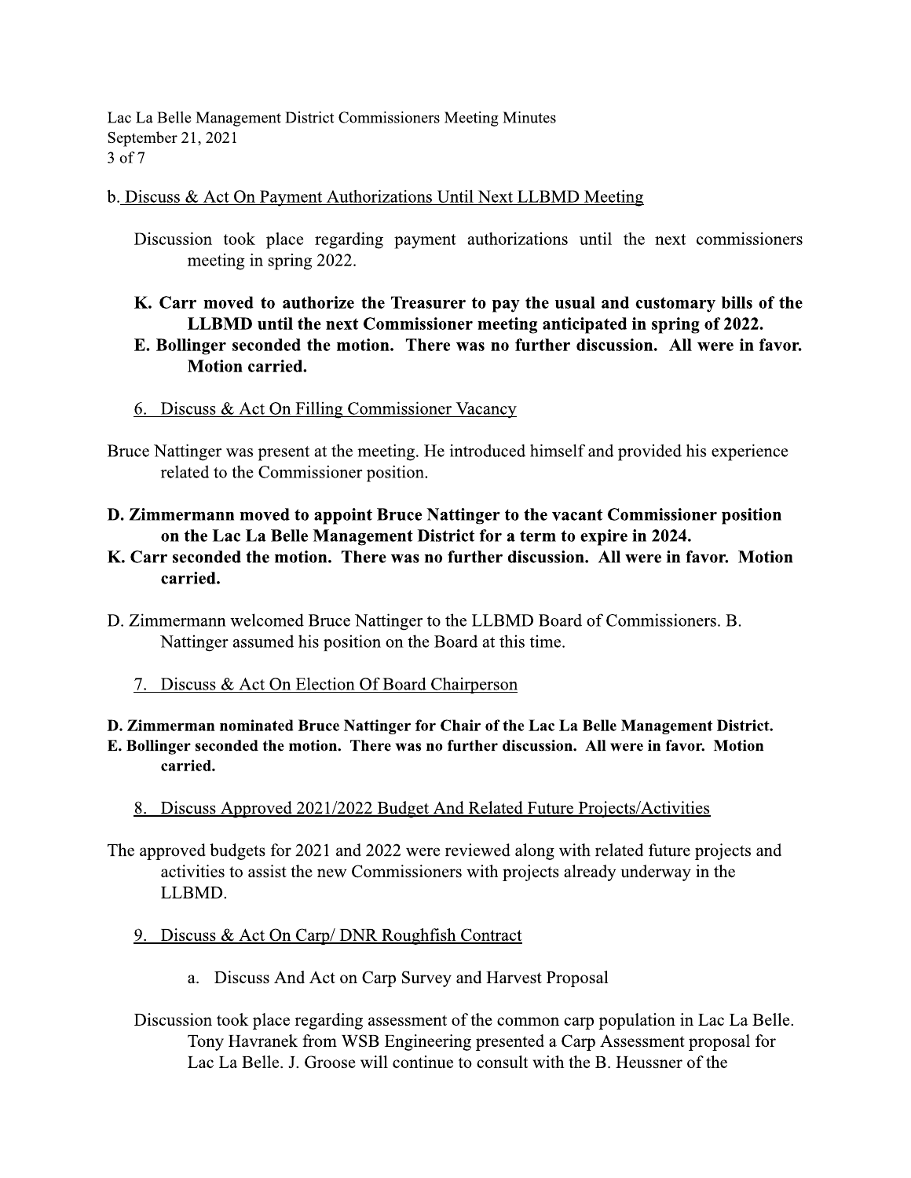b. Discuss & Act On Payment Authorizations Until Next LLBMD Meeting

Discussion took place regarding payment authorizations until the next commissioners meeting in spring 2022.

**K. Carr moved to authorize the Treasurer to pay the usual and customary bills of the LLBMD until the next Commissioner meeting anticipated in spring of 2022.**
**E. Bollinger seconded the motion. There was no further discussion. All were in favor. Motion carried.**

6. Discuss & Act On Filling Commissioner Vacancy

Bruce Nattinger was present at the meeting. He introduced himself and provided his experience related to the Commissioner position.

**D. Zimmermann moved to appoint Bruce Nattinger to the vacant Commissioner position on the Lac La Belle Management District for a term to expire in 2024.**
**K. Carr seconded the motion. There was no further discussion. All were in favor. Motion carried.**

D. Zimmermann welcomed Bruce Nattinger to the LLBMD Board of Commissioners. B. Nattinger assumed his position on the Board at this time.

7. Discuss & Act On Election Of Board Chairperson

**D. Zimmerman nominated Bruce Nattinger for Chair of the Lac La Belle Management District.**
**E. Bollinger seconded the motion. There was no further discussion. All were in favor. Motion carried.**

8. Discuss Approved 2021/2022 Budget And Related Future Projects/Activities

The approved budgets for 2021 and 2022 were reviewed along with related future projects and activities to assist the new Commissioners with projects already underway in the LLBMD.

9. Discuss & Act On Carp/ DNR Roughfish Contract

a. Discuss And Act on Carp Survey and Harvest Proposal

Discussion took place regarding assessment of the common carp population in Lac La Belle. Tony Havranek from WSB Engineering presented a Carp Assessment proposal for Lac La Belle. J. Groose will continue to consult with the B. Heussner of the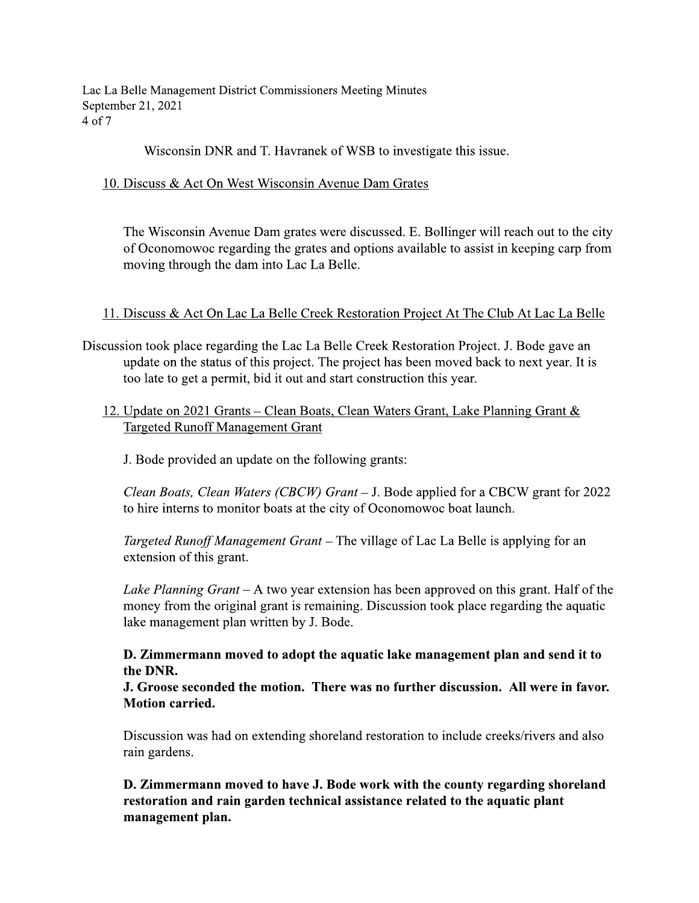Wisconsin DNR and T. Havranek of WSB to investigate this issue.

10. Discuss & Act On West Wisconsin Avenue Dam Grates

The Wisconsin Avenue Dam grates were discussed. E. Bollinger will reach out to the city of Oconomowoc regarding the grates and options available to assist in keeping carp from moving through the dam into Lac La Belle.

11. Discuss & Act On Lac La Belle Creek Restoration Project At The Club At Lac La Belle

Discussion took place regarding the Lac La Belle Creek Restoration Project. J. Bode gave an update on the status of this project. The project has been moved back to next year. It is too late to get a permit, bid it out and start construction this year.

12. Update on 2021 Grants – Clean Boats, Clean Waters Grant, Lake Planning Grant & Targeted Runoff Management Grant

J. Bode provided an update on the following grants:

*Clean Boats, Clean Waters (CBCW) Grant* – J. Bode applied for a CBCW grant for 2022 to hire interns to monitor boats at the city of Oconomowoc boat launch.

*Targeted Runoff Management Grant* – The village of Lac La Belle is applying for an extension of this grant.

*Lake Planning Grant* – A two year extension has been approved on this grant. Half of the money from the original grant is remaining. Discussion took place regarding the aquatic lake management plan written by J. Bode.

**D. Zimmermann moved to adopt the aquatic lake management plan and send it to the DNR.**
**J. Groose seconded the motion. There was no further discussion. All were in favor. Motion carried.**

Discussion was had on extending shoreland restoration to include creeks/rivers and also rain gardens.

**D. Zimmermann moved to have J. Bode work with the county regarding shoreland restoration and rain garden technical assistance related to the aquatic plant management plan.**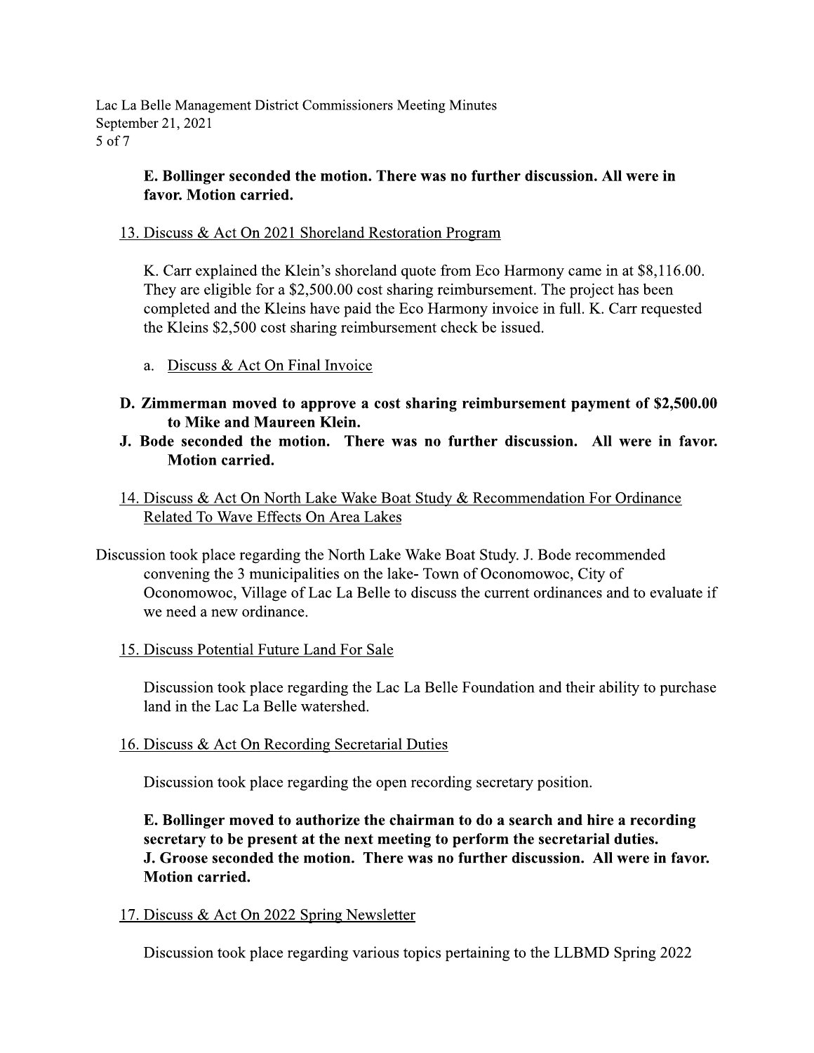**E. Bollinger seconded the motion. There was no further discussion. All were in favor. Motion carried.**

13. Discuss & Act On 2021 Shoreland Restoration Program

K. Carr explained the Klein's shoreland quote from Eco Harmony came in at $8,116.00. They are eligible for a $2,500.00 cost sharing reimbursement. The project has been completed and the Kleins have paid the Eco Harmony invoice in full. K. Carr requested the Kleins $2,500 cost sharing reimbursement check be issued.

a. Discuss & Act On Final Invoice

**D. Zimmerman moved to approve a cost sharing reimbursement payment of $2,500.00 to Mike and Maureen Klein.**
**J. Bode seconded the motion. There was no further discussion. All were in favor. Motion carried.**

14. Discuss & Act On North Lake Wake Boat Study & Recommendation For Ordinance Related To Wave Effects On Area Lakes

Discussion took place regarding the North Lake Wake Boat Study. J. Bode recommended convening the 3 municipalities on the lake- Town of Oconomowoc, City of Oconomowoc, Village of Lac La Belle to discuss the current ordinances and to evaluate if we need a new ordinance.

15. Discuss Potential Future Land For Sale

Discussion took place regarding the Lac La Belle Foundation and their ability to purchase land in the Lac La Belle watershed.

16. Discuss & Act On Recording Secretarial Duties

Discussion took place regarding the open recording secretary position.

**E. Bollinger moved to authorize the chairman to do a search and hire a recording secretary to be present at the next meeting to perform the secretarial duties.**
**J. Groose seconded the motion. There was no further discussion. All were in favor. Motion carried.**

17. Discuss & Act On 2022 Spring Newsletter

Discussion took place regarding various topics pertaining to the LLBMD Spring 2022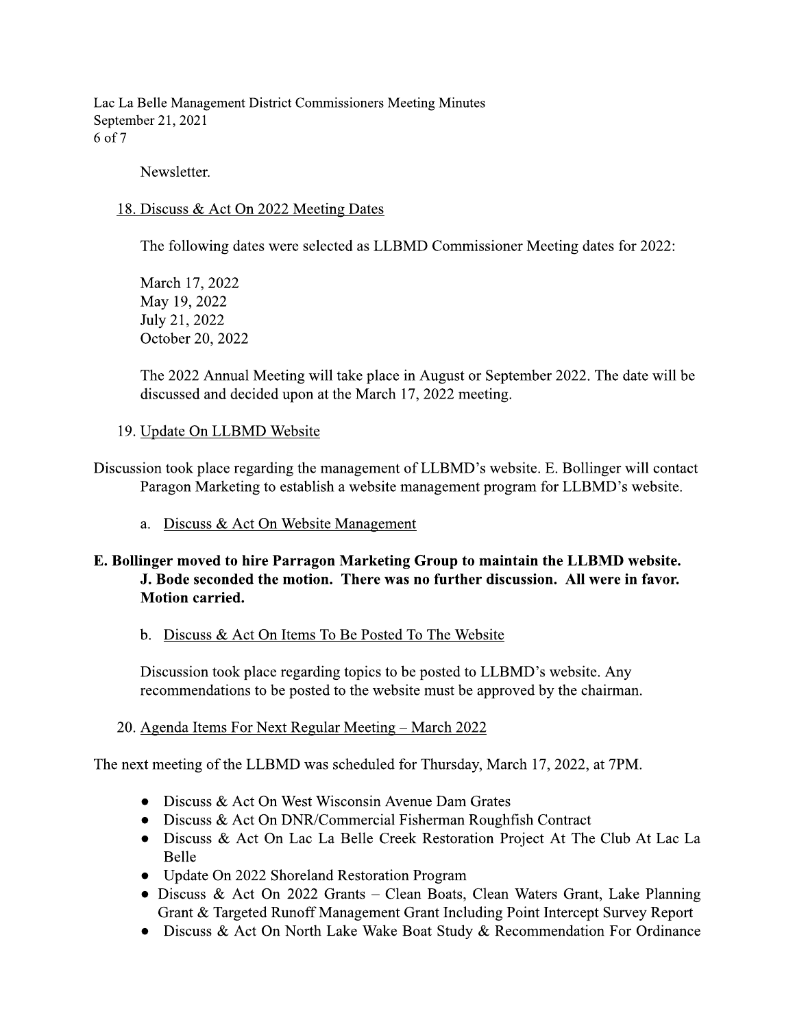Newsletter.

18. Discuss & Act On 2022 Meeting Dates

The following dates were selected as LLBMD Commissioner Meeting dates for 2022:

March 17, 2022
May 19, 2022
July 21, 2022
October 20, 2022

The 2022 Annual Meeting will take place in August or September 2022. The date will be discussed and decided upon at the March 17, 2022 meeting.

19. Update On LLBMD Website

Discussion took place regarding the management of LLBMD's website. E. Bollinger will contact Paragon Marketing to establish a website management program for LLBMD's website.

a. Discuss & Act On Website Management

**E. Bollinger moved to hire Parragon Marketing Group to maintain the LLBMD website. J. Bode seconded the motion. There was no further discussion. All were in favor. Motion carried.**

b. Discuss & Act On Items To Be Posted To The Website

Discussion took place regarding topics to be posted to LLBMD's website. Any recommendations to be posted to the website must be approved by the chairman.

20. Agenda Items For Next Regular Meeting – March 2022

The next meeting of the LLBMD was scheduled for Thursday, March 17, 2022, at 7PM.

- Discuss & Act On West Wisconsin Avenue Dam Grates
- Discuss & Act On DNR/Commercial Fisherman Roughfish Contract
- Discuss & Act On Lac La Belle Creek Restoration Project At The Club At Lac La Belle
- Update On 2022 Shoreland Restoration Program
- Discuss & Act On 2022 Grants – Clean Boats, Clean Waters Grant, Lake Planning Grant & Targeted Runoff Management Grant Including Point Intercept Survey Report
- Discuss & Act On North Lake Wake Boat Study & Recommendation For Ordinance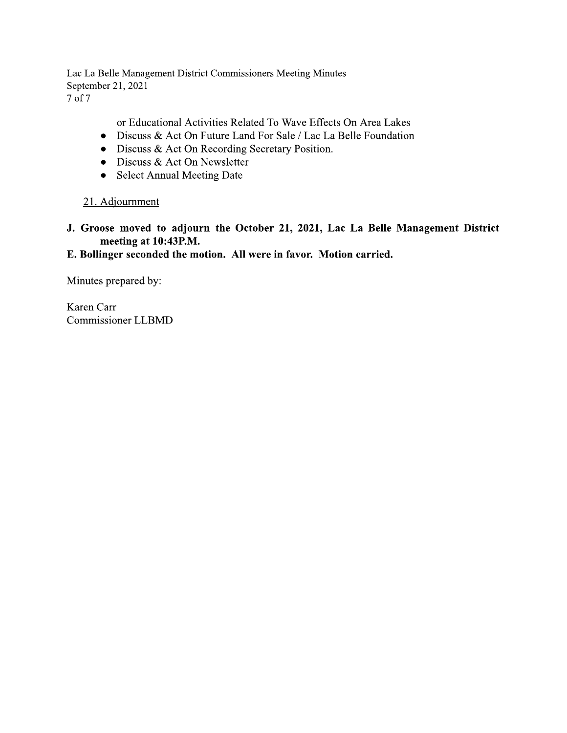or Educational Activities Related To Wave Effects On Area Lakes

- Discuss & Act On Future Land For Sale / Lac La Belle Foundation
- Discuss & Act On Recording Secretary Position.
- Discuss & Act On Newsletter
- Select Annual Meeting Date

21. Adjournment

**J. Groose moved to adjourn the October 21, 2021, Lac La Belle Management District meeting at 10:43P.M.**

**E. Bollinger seconded the motion. All were in favor. Motion carried.**

Minutes prepared by:

Karen Carr
Commissioner LLBMD